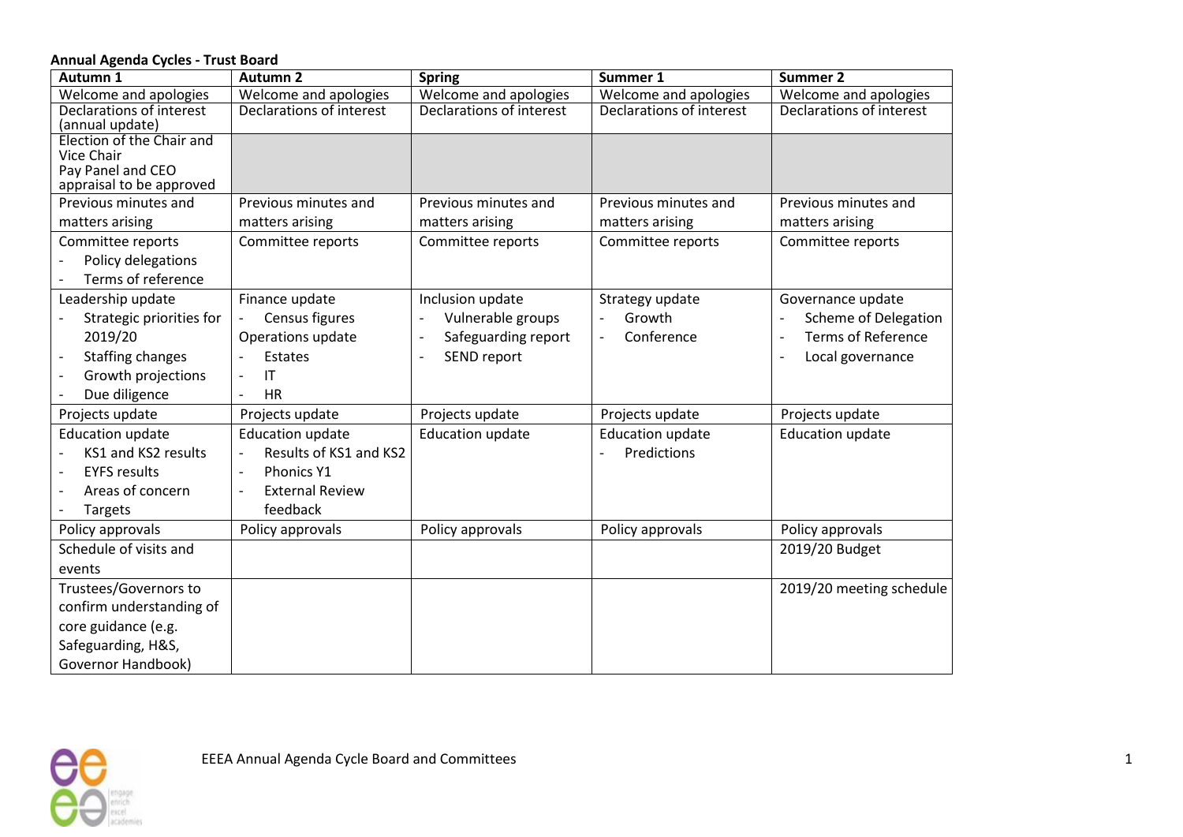**Annual Agenda Cycles - Trust Board**

| Autumn 1 | Autumn 2 | Spring | Summer 1 | Summer 2 |
|---|---|---|---|---|
| Welcome and apologies | Welcome and apologies | Welcome and apologies | Welcome and apologies | Welcome and apologies |
| Declarations of interest (annual update) | Declarations of interest | Declarations of interest | Declarations of interest | Declarations of interest |
| Election of the Chair and Vice Chair<br>Pay Panel and CEO appraisal to be approved | | | | |
| Previous minutes and matters arising | Previous minutes and matters arising | Previous minutes and matters arising | Previous minutes and matters arising | Previous minutes and matters arising |
| Committee reports<br>- Policy delegations<br>- Terms of reference | Committee reports | Committee reports | Committee reports | Committee reports |
| Leadership update<br>- Strategic priorities for 2019/20<br>- Staffing changes<br>- Growth projections<br>- Due diligence | Finance update<br>- Census figures<br>Operations update<br>- Estates<br>- IT<br>- HR | Inclusion update<br>- Vulnerable groups<br>- Safeguarding report<br>- SEND report | Strategy update<br>- Growth<br>- Conference | Governance update<br>- Scheme of Delegation<br>- Terms of Reference<br>- Local governance |
| Projects update | Projects update | Projects update | Projects update | Projects update |
| Education update<br>- KS1 and KS2 results<br>- EYFS results<br>- Areas of concern<br>- Targets | Education update<br>- Results of KS1 and KS2<br>- Phonics Y1<br>- External Review feedback | Education update | Education update<br>- Predictions | Education update |
| Policy approvals | Policy approvals | Policy approvals | Policy approvals | Policy approvals |
| Schedule of visits and events | | | | 2019/20 Budget |
| Trustees/Governors to confirm understanding of core guidance (e.g. Safeguarding, H&S, Governor Handbook) | | | | 2019/20 meeting schedule |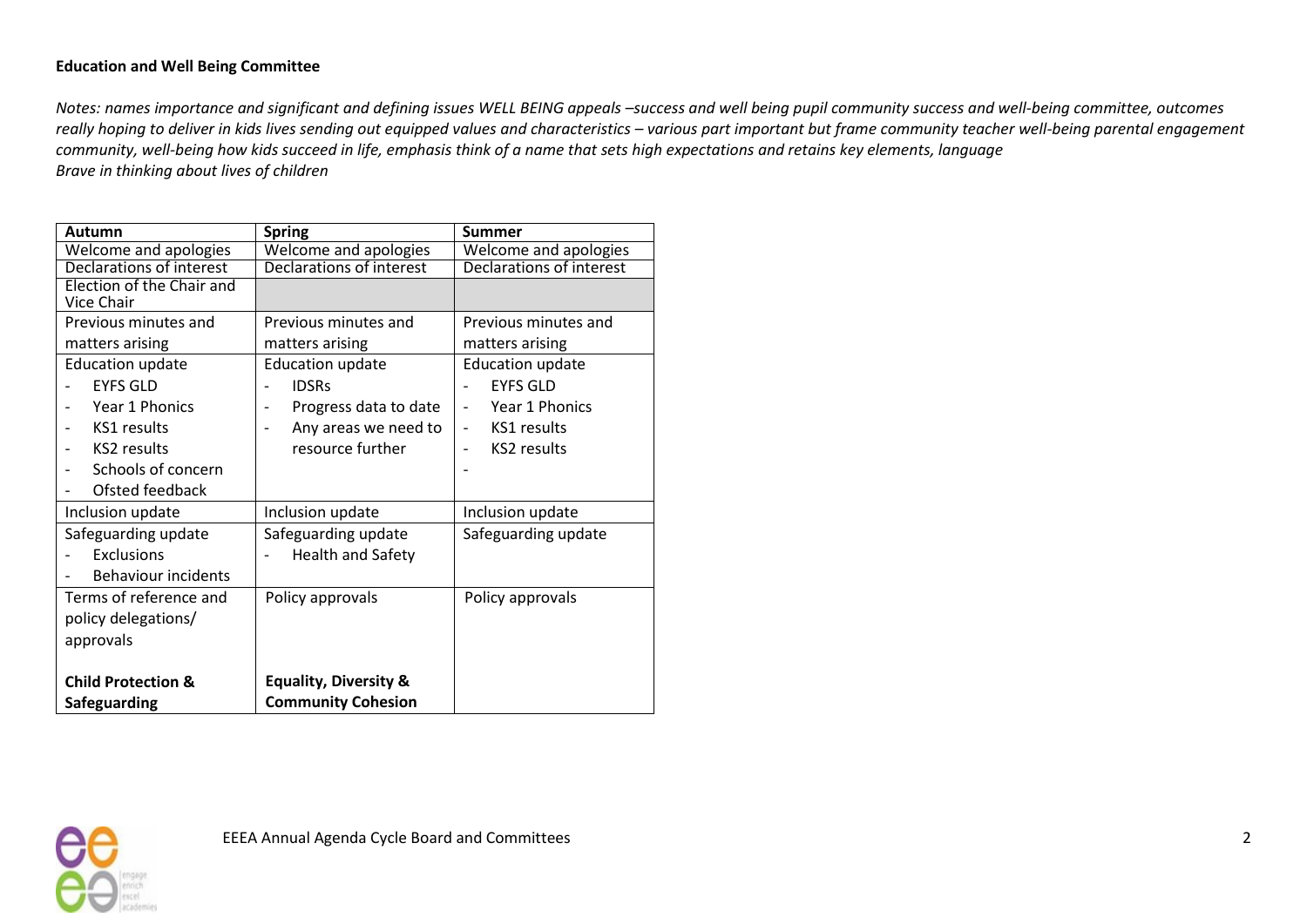**Education and Well Being Committee**

*Notes: names importance and significant and defining issues WELL BEING appeals –success and well being pupil community success and well-being committee, outcomes really hoping to deliver in kids lives sending out equipped values and characteristics – various part important but frame community teacher well-being parental engagement community, well-being how kids succeed in life, emphasis think of a name that sets high expectations and retains key elements, language*
*Brave in thinking about lives of children*

| **Autumn** | **Spring** | **Summer** |
|---|---|---|
| Welcome and apologies | Welcome and apologies | Welcome and apologies |
| Declarations of interest | Declarations of interest | Declarations of interest |
| Election of the Chair and Vice Chair | | |
| Previous minutes and matters arising | Previous minutes and matters arising | Previous minutes and matters arising |
| Education update<br>- EYFS GLD<br>- Year 1 Phonics<br>- KS1 results<br>- KS2 results<br>- Schools of concern<br>- Ofsted feedback | Education update<br>- IDSRs<br>- Progress data to date<br>- Any areas we need to resource further | Education update<br>- EYFS GLD<br>- Year 1 Phonics<br>- KS1 results<br>- KS2 results<br>- |
| Inclusion update | Inclusion update | Inclusion update |
| Safeguarding update<br>- Exclusions<br>- Behaviour incidents | Safeguarding update<br>- Health and Safety | Safeguarding update |
| Terms of reference and policy delegations/ approvals<br><br>**Child Protection & Safeguarding** | Policy approvals<br><br>**Equality, Diversity & Community Cohesion** | Policy approvals |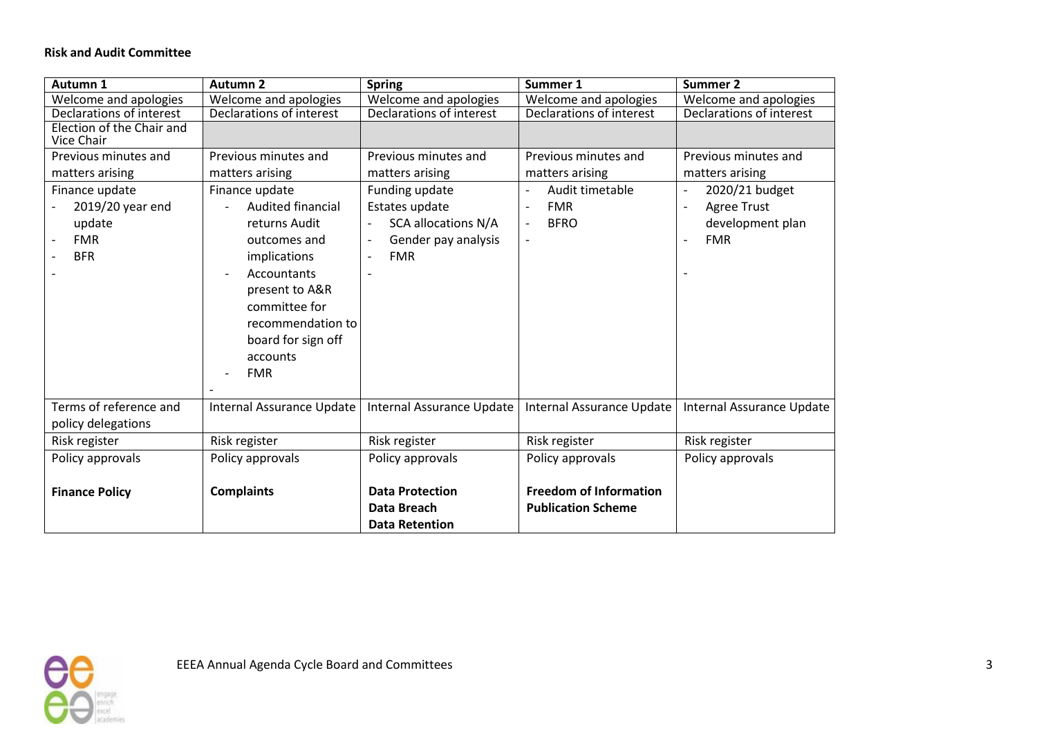**Risk and Audit Committee**

| Autumn 1 | Autumn 2 | Spring | Summer 1 | Summer 2 |
|---|---|---|---|---|
| Welcome and apologies | Welcome and apologies | Welcome and apologies | Welcome and apologies | Welcome and apologies |
| Declarations of interest | Declarations of interest | Declarations of interest | Declarations of interest | Declarations of interest |
| Election of the Chair and Vice Chair | | | | |
| Previous minutes and matters arising | Previous minutes and matters arising | Previous minutes and matters arising | Previous minutes and matters arising | Previous minutes and matters arising |
| Finance update<br>- 2019/20 year end update<br>- FMR<br>- BFR<br>- | Finance update<br>- Audited financial returns Audit outcomes and implications<br>- Accountants present to A&R committee for recommendation to board for sign off accounts<br>- FMR<br>- | Funding update<br>Estates update<br>- SCA allocations N/A<br>- Gender pay analysis<br>- FMR<br>- | - Audit timetable<br>- FMR<br>- BFRO<br>- | - 2020/21 budget<br>- Agree Trust development plan<br>- FMR<br>- |
| Terms of reference and policy delegations | Internal Assurance Update | Internal Assurance Update | Internal Assurance Update | Internal Assurance Update |
| Risk register | Risk register | Risk register | Risk register | Risk register |
| Policy approvals<br><br>**Finance Policy** | Policy approvals<br><br>**Complaints** | Policy approvals<br><br>**Data Protection**<br>**Data Breach**<br>**Data Retention** | Policy approvals<br><br>**Freedom of Information Publication Scheme** | Policy approvals |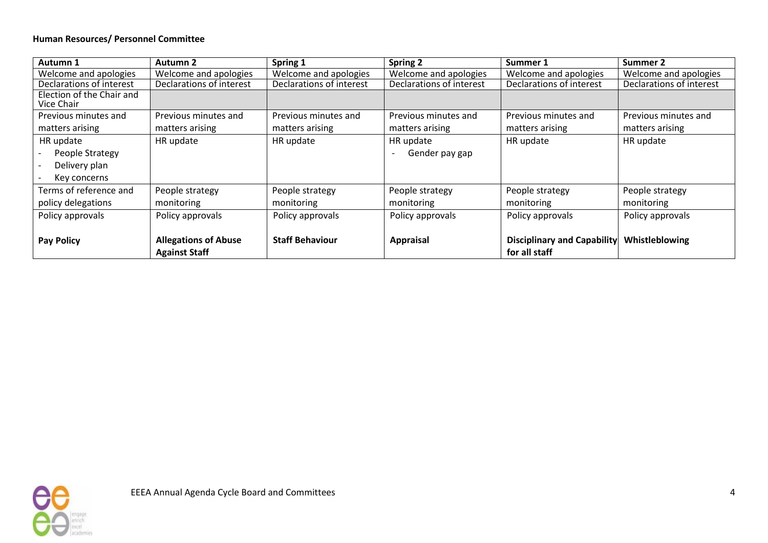**Human Resources/ Personnel Committee**

| Autumn 1 | Autumn 2 | Spring 1 | Spring 2 | Summer 1 | Summer 2 |
|---|---|---|---|---|---|
| Welcome and apologies | Welcome and apologies | Welcome and apologies | Welcome and apologies | Welcome and apologies | Welcome and apologies |
| Declarations of interest | Declarations of interest | Declarations of interest | Declarations of interest | Declarations of interest | Declarations of interest |
| Election of the Chair and Vice Chair | | | | | |
| Previous minutes and matters arising | Previous minutes and matters arising | Previous minutes and matters arising | Previous minutes and matters arising | Previous minutes and matters arising | Previous minutes and matters arising |
| HR update<br>- People Strategy<br>- Delivery plan<br>- Key concerns | HR update | HR update | HR update<br>- Gender pay gap | HR update | HR update |
| Terms of reference and policy delegations | People strategy monitoring | People strategy monitoring | People strategy monitoring | People strategy monitoring | People strategy monitoring |
| Policy approvals<br><br>**Pay Policy** | Policy approvals<br><br>**Allegations of Abuse Against Staff** | Policy approvals<br><br>**Staff Behaviour** | Policy approvals<br><br>**Appraisal** | Policy approvals<br><br>**Disciplinary and Capability for all staff** | Policy approvals<br><br>**Whistleblowing** |

EEEA Annual Agenda Cycle Board and Committees